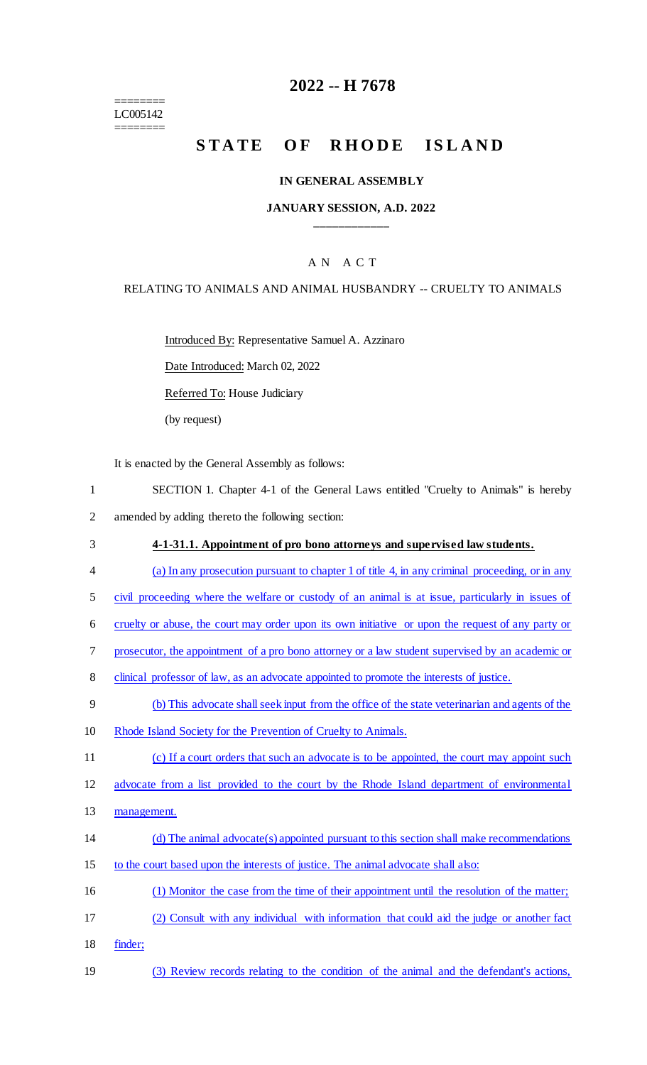========
LC005142
========

# 2022 -- H 7678

# STATE OF RHODE ISLAND

## IN GENERAL ASSEMBLY

## JANUARY SESSION, A.D. 2022

AN ACT

RELATING TO ANIMALS AND ANIMAL HUSBANDRY -- CRUELTY TO ANIMALS

Introduced By: Representative Samuel A. Azzinaro

Date Introduced: March 02, 2022

Referred To: House Judiciary

(by request)

It is enacted by the General Assembly as follows:

1 SECTION 1. Chapter 4-1 of the General Laws entitled "Cruelty to Animals" is hereby
2 amended by adding thereto the following section:

3 **4-1-31.1. Appointment of pro bono attorneys and supervised law students.**

4 (a) In any prosecution pursuant to chapter 1 of title 4, in any criminal proceeding, or in any
5 civil proceeding where the welfare or custody of an animal is at issue, particularly in issues of
6 cruelty or abuse, the court may order upon its own initiative or upon the request of any party or
7 prosecutor, the appointment of a pro bono attorney or a law student supervised by an academic or
8 clinical professor of law, as an advocate appointed to promote the interests of justice.

9 (b) This advocate shall seek input from the office of the state veterinarian and agents of the
10 Rhode Island Society for the Prevention of Cruelty to Animals.

11 (c) If a court orders that such an advocate is to be appointed, the court may appoint such
12 advocate from a list provided to the court by the Rhode Island department of environmental
13 management.

14 (d) The animal advocate(s) appointed pursuant to this section shall make recommendations
15 to the court based upon the interests of justice. The animal advocate shall also:

16 (1) Monitor the case from the time of their appointment until the resolution of the matter;

17 (2) Consult with any individual with information that could aid the judge or another fact
18 finder;

19 (3) Review records relating to the condition of the animal and the defendant's actions,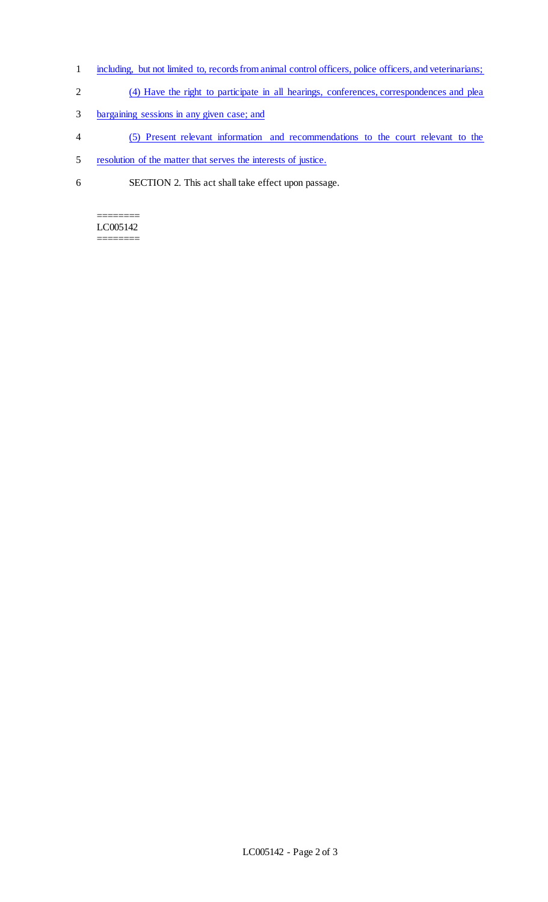including, but not limited to, records from animal control officers, police officers, and veterinarians;

(4) Have the right to participate in all hearings, conferences, correspondences and plea bargaining sessions in any given case; and

(5) Present relevant information and recommendations to the court relevant to the resolution of the matter that serves the interests of justice.

SECTION 2. This act shall take effect upon passage.

========
LC005142
========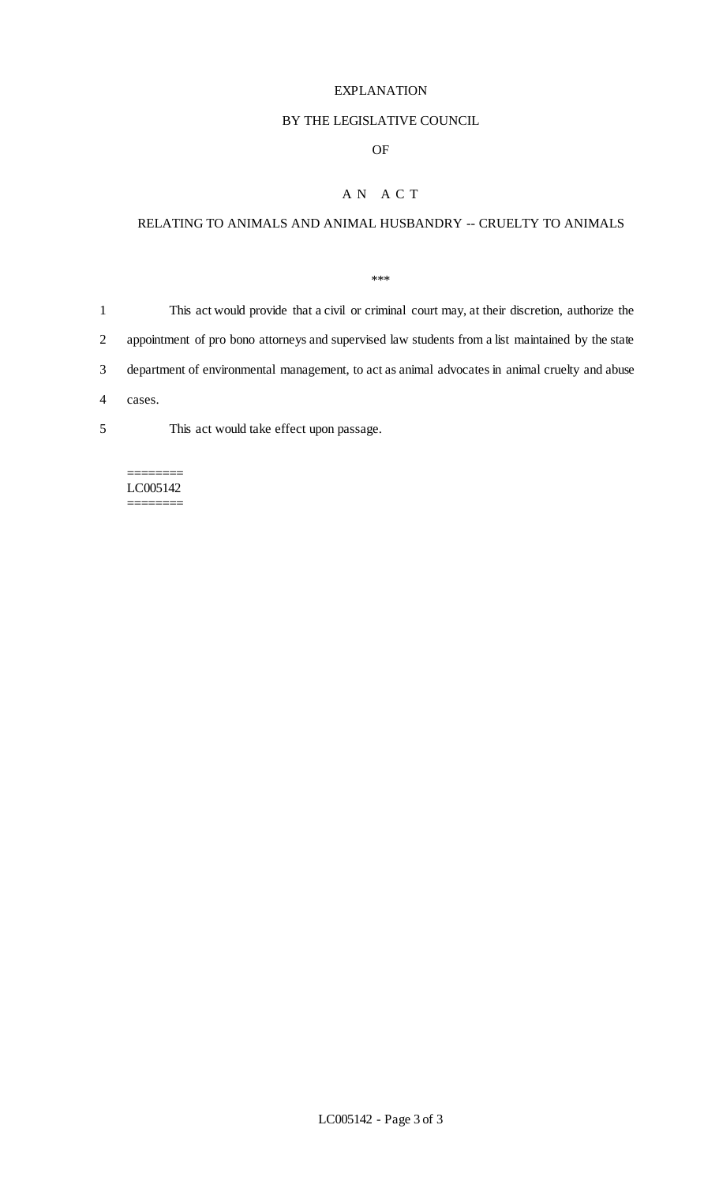EXPLANATION

BY THE LEGISLATIVE COUNCIL

OF

A N A C T

RELATING TO ANIMALS AND ANIMAL HUSBANDRY -- CRUELTY TO ANIMALS

\*\*\*

1 This act would provide that a civil or criminal court may, at their discretion, authorize the
2 appointment of pro bono attorneys and supervised law students from a list maintained by the state
3 department of environmental management, to act as animal advocates in animal cruelty and abuse
4 cases.

5 This act would take effect upon passage.

========
LC005142
========